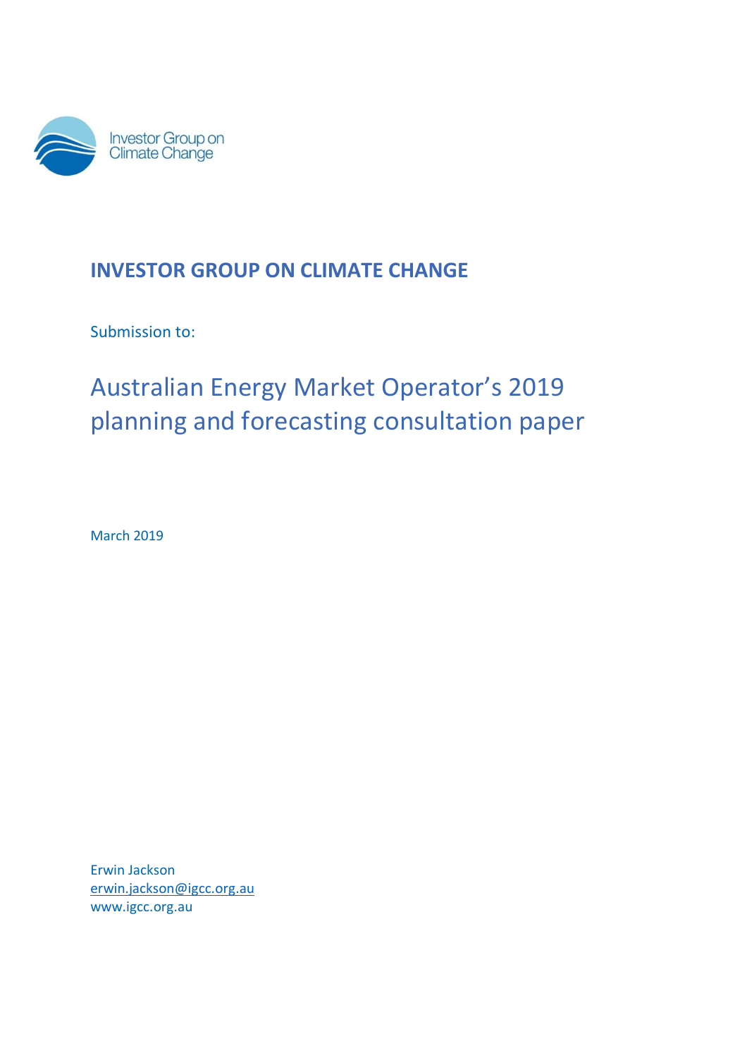Investor Group on Climate Change

# INVESTOR GROUP ON CLIMATE CHANGE

Submission to:

## Australian Energy Market Operator's 2019 planning and forecasting consultation paper

March 2019

Erwin Jackson
erwin.jackson@igcc.org.au
www.igcc.org.au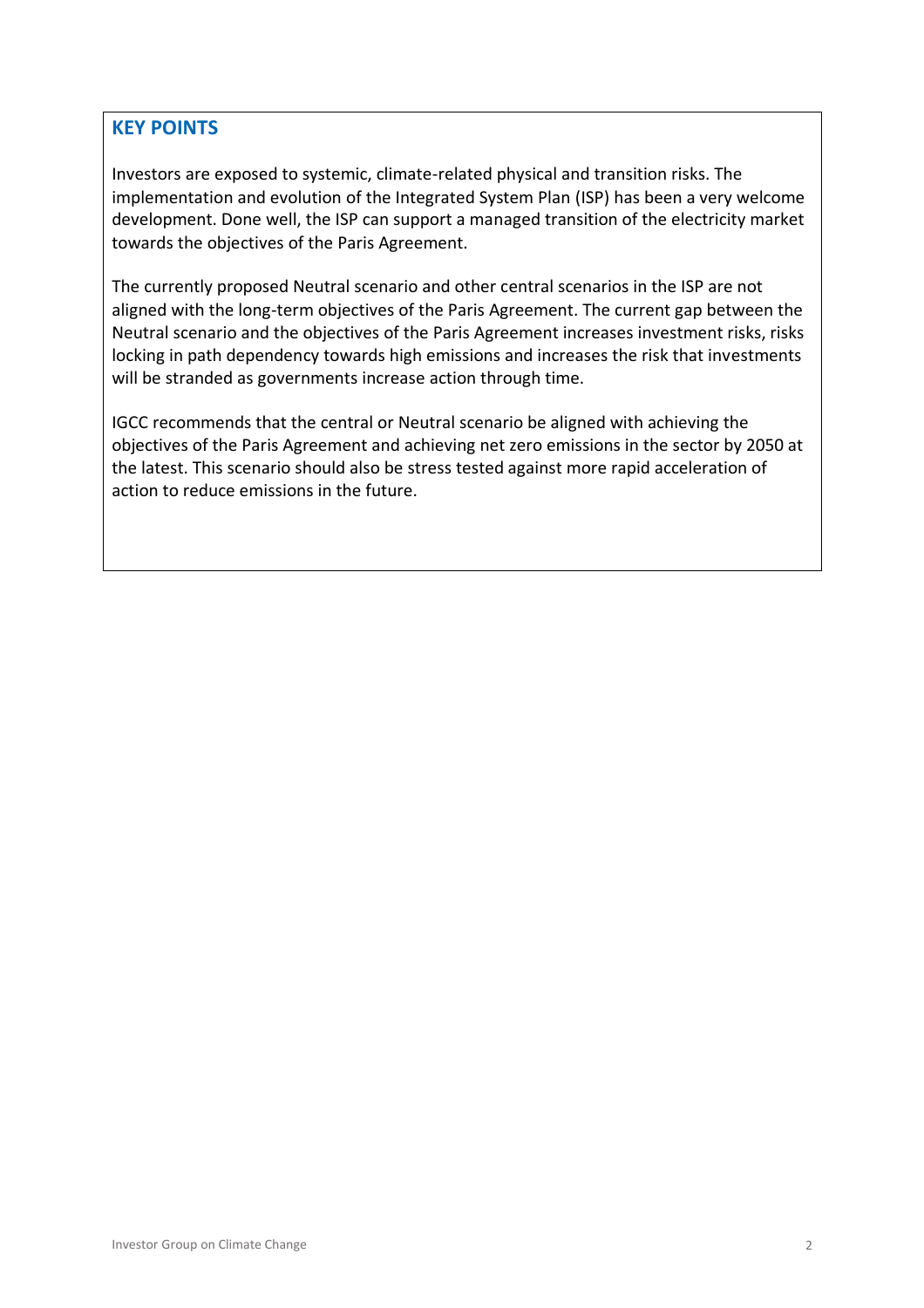## KEY POINTS

Investors are exposed to systemic, climate-related physical and transition risks. The implementation and evolution of the Integrated System Plan (ISP) has been a very welcome development. Done well, the ISP can support a managed transition of the electricity market towards the objectives of the Paris Agreement.

The currently proposed Neutral scenario and other central scenarios in the ISP are not aligned with the long-term objectives of the Paris Agreement. The current gap between the Neutral scenario and the objectives of the Paris Agreement increases investment risks, risks locking in path dependency towards high emissions and increases the risk that investments will be stranded as governments increase action through time.

IGCC recommends that the central or Neutral scenario be aligned with achieving the objectives of the Paris Agreement and achieving net zero emissions in the sector by 2050 at the latest. This scenario should also be stress tested against more rapid acceleration of action to reduce emissions in the future.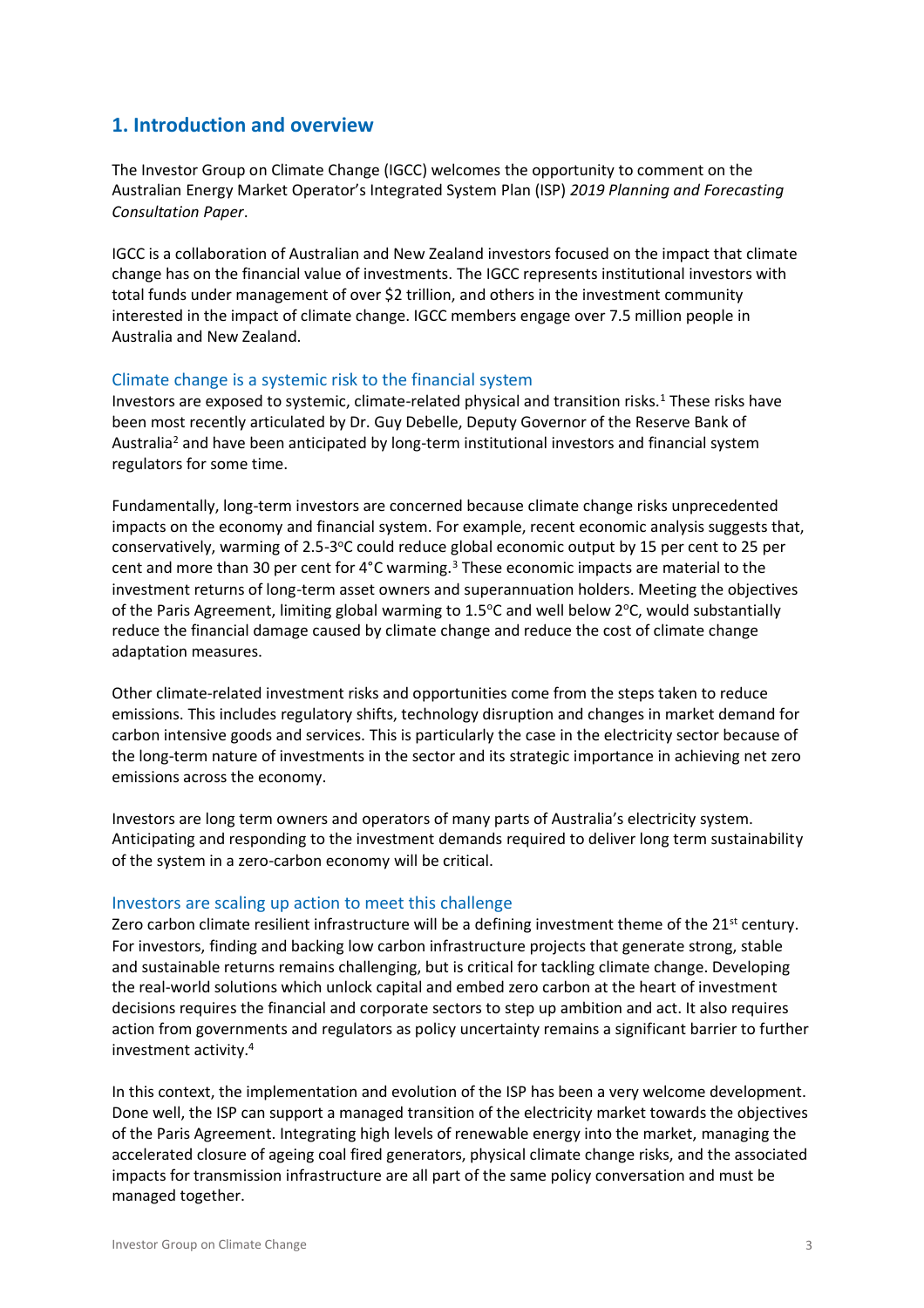## 1. Introduction and overview

The Investor Group on Climate Change (IGCC) welcomes the opportunity to comment on the Australian Energy Market Operator's Integrated System Plan (ISP) *2019 Planning and Forecasting Consultation Paper*.

IGCC is a collaboration of Australian and New Zealand investors focused on the impact that climate change has on the financial value of investments. The IGCC represents institutional investors with total funds under management of over $2 trillion, and others in the investment community interested in the impact of climate change. IGCC members engage over 7.5 million people in Australia and New Zealand.

### Climate change is a systemic risk to the financial system

Investors are exposed to systemic, climate-related physical and transition risks.[1] These risks have been most recently articulated by Dr. Guy Debelle, Deputy Governor of the Reserve Bank of Australia[2] and have been anticipated by long-term institutional investors and financial system regulators for some time.

Fundamentally, long-term investors are concerned because climate change risks unprecedented impacts on the economy and financial system. For example, recent economic analysis suggests that, conservatively, warming of 2.5-3°C could reduce global economic output by 15 per cent to 25 per cent and more than 30 per cent for 4°C warming.[3] These economic impacts are material to the investment returns of long-term asset owners and superannuation holders. Meeting the objectives of the Paris Agreement, limiting global warming to 1.5°C and well below 2°C, would substantially reduce the financial damage caused by climate change and reduce the cost of climate change adaptation measures.

Other climate-related investment risks and opportunities come from the steps taken to reduce emissions. This includes regulatory shifts, technology disruption and changes in market demand for carbon intensive goods and services. This is particularly the case in the electricity sector because of the long-term nature of investments in the sector and its strategic importance in achieving net zero emissions across the economy.

Investors are long term owners and operators of many parts of Australia's electricity system. Anticipating and responding to the investment demands required to deliver long term sustainability of the system in a zero-carbon economy will be critical.

### Investors are scaling up action to meet this challenge

Zero carbon climate resilient infrastructure will be a defining investment theme of the 21st century. For investors, finding and backing low carbon infrastructure projects that generate strong, stable and sustainable returns remains challenging, but is critical for tackling climate change. Developing the real-world solutions which unlock capital and embed zero carbon at the heart of investment decisions requires the financial and corporate sectors to step up ambition and act. It also requires action from governments and regulators as policy uncertainty remains a significant barrier to further investment activity.[4]

In this context, the implementation and evolution of the ISP has been a very welcome development. Done well, the ISP can support a managed transition of the electricity market towards the objectives of the Paris Agreement. Integrating high levels of renewable energy into the market, managing the accelerated closure of ageing coal fired generators, physical climate change risks, and the associated impacts for transmission infrastructure are all part of the same policy conversation and must be managed together.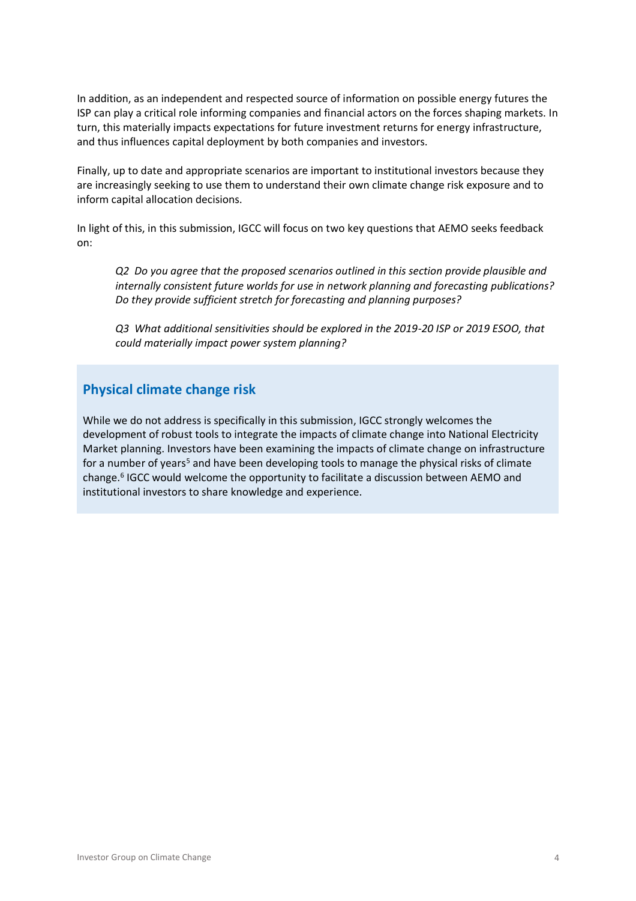In addition, as an independent and respected source of information on possible energy futures the ISP can play a critical role informing companies and financial actors on the forces shaping markets. In turn, this materially impacts expectations for future investment returns for energy infrastructure, and thus influences capital deployment by both companies and investors.

Finally, up to date and appropriate scenarios are important to institutional investors because they are increasingly seeking to use them to understand their own climate change risk exposure and to inform capital allocation decisions.

In light of this, in this submission, IGCC will focus on two key questions that AEMO seeks feedback on:

> *Q2 Do you agree that the proposed scenarios outlined in this section provide plausible and internally consistent future worlds for use in network planning and forecasting publications? Do they provide sufficient stretch for forecasting and planning purposes?*
>
> *Q3 What additional sensitivities should be explored in the 2019-20 ISP or 2019 ESOO, that could materially impact power system planning?*

## Physical climate change risk

While we do not address is specifically in this submission, IGCC strongly welcomes the development of robust tools to integrate the impacts of climate change into National Electricity Market planning. Investors have been examining the impacts of climate change on infrastructure for a number of years[5] and have been developing tools to manage the physical risks of climate change.[6] IGCC would welcome the opportunity to facilitate a discussion between AEMO and institutional investors to share knowledge and experience.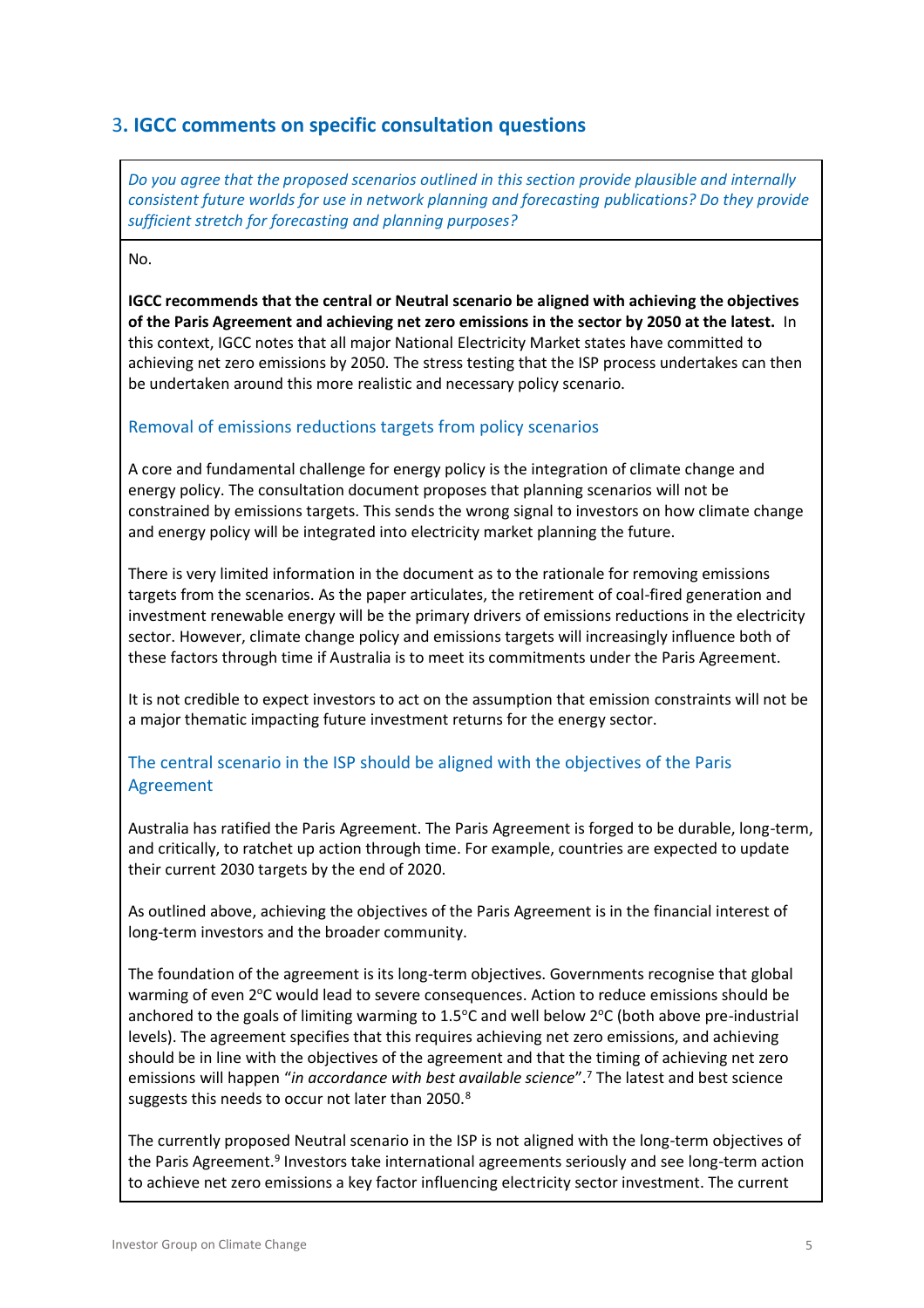## 3. IGCC comments on specific consultation questions

*Do you agree that the proposed scenarios outlined in this section provide plausible and internally consistent future worlds for use in network planning and forecasting publications? Do they provide sufficient stretch for forecasting and planning purposes?*

No.

**IGCC recommends that the central or Neutral scenario be aligned with achieving the objectives of the Paris Agreement and achieving net zero emissions in the sector by 2050 at the latest.** In this context, IGCC notes that all major National Electricity Market states have committed to achieving net zero emissions by 2050. The stress testing that the ISP process undertakes can then be undertaken around this more realistic and necessary policy scenario.

### Removal of emissions reductions targets from policy scenarios

A core and fundamental challenge for energy policy is the integration of climate change and energy policy. The consultation document proposes that planning scenarios will not be constrained by emissions targets. This sends the wrong signal to investors on how climate change and energy policy will be integrated into electricity market planning the future.

There is very limited information in the document as to the rationale for removing emissions targets from the scenarios. As the paper articulates, the retirement of coal-fired generation and investment renewable energy will be the primary drivers of emissions reductions in the electricity sector. However, climate change policy and emissions targets will increasingly influence both of these factors through time if Australia is to meet its commitments under the Paris Agreement.

It is not credible to expect investors to act on the assumption that emission constraints will not be a major thematic impacting future investment returns for the energy sector.

### The central scenario in the ISP should be aligned with the objectives of the Paris Agreement

Australia has ratified the Paris Agreement. The Paris Agreement is forged to be durable, long-term, and critically, to ratchet up action through time. For example, countries are expected to update their current 2030 targets by the end of 2020.

As outlined above, achieving the objectives of the Paris Agreement is in the financial interest of long-term investors and the broader community.

The foundation of the agreement is its long-term objectives. Governments recognise that global warming of even 2°C would lead to severe consequences. Action to reduce emissions should be anchored to the goals of limiting warming to 1.5°C and well below 2°C (both above pre-industrial levels). The agreement specifies that this requires achieving net zero emissions, and achieving should be in line with the objectives of the agreement and that the timing of achieving net zero emissions will happen "*in accordance with best available science*".[7] The latest and best science suggests this needs to occur not later than 2050.[8]

The currently proposed Neutral scenario in the ISP is not aligned with the long-term objectives of the Paris Agreement.[9] Investors take international agreements seriously and see long-term action to achieve net zero emissions a key factor influencing electricity sector investment. The current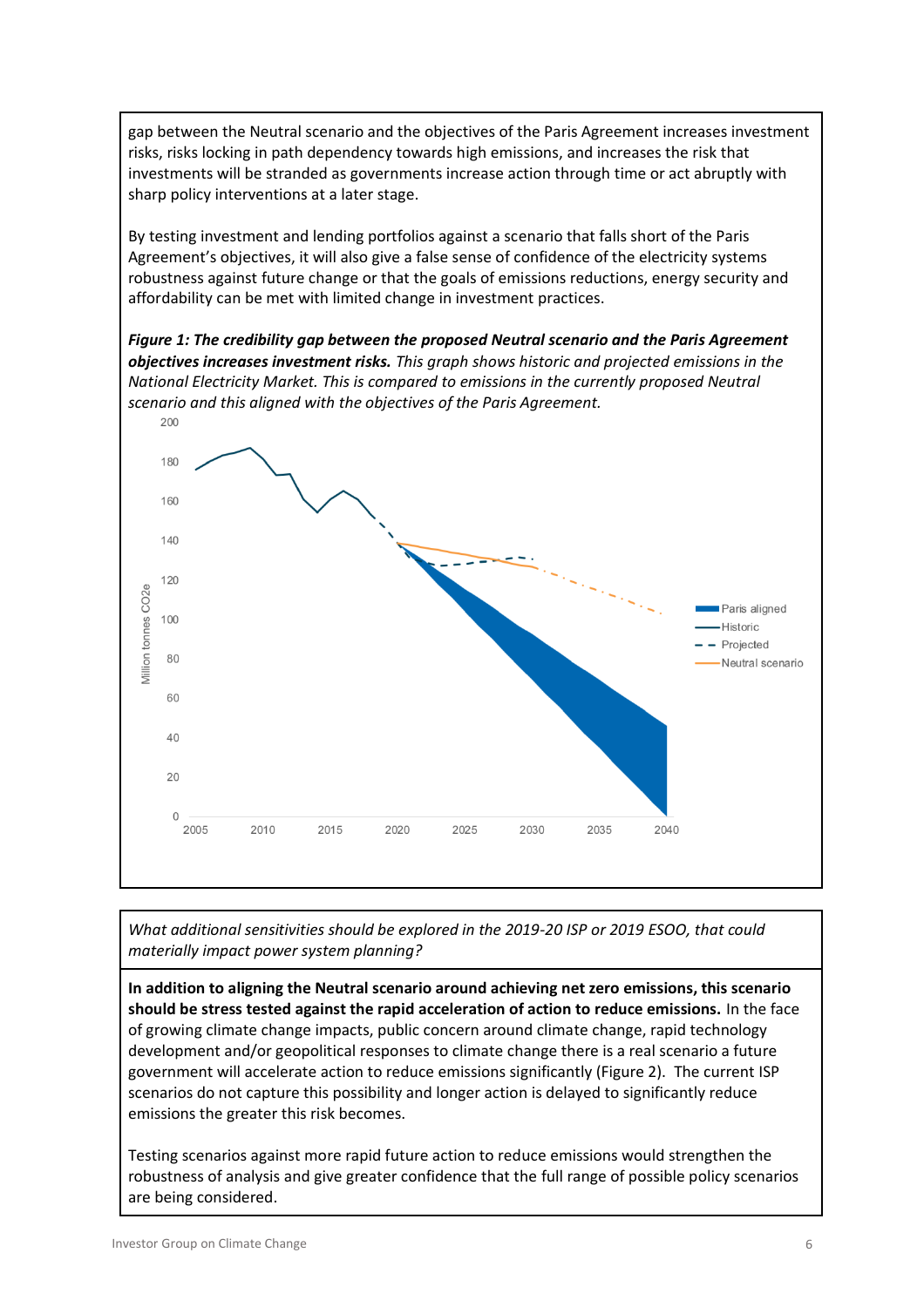gap between the Neutral scenario and the objectives of the Paris Agreement increases investment risks, risks locking in path dependency towards high emissions, and increases the risk that investments will be stranded as governments increase action through time or act abruptly with sharp policy interventions at a later stage.

By testing investment and lending portfolios against a scenario that falls short of the Paris Agreement's objectives, it will also give a false sense of confidence of the electricity systems robustness against future change or that the goals of emissions reductions, energy security and affordability can be met with limited change in investment practices.

***Figure 1: The credibility gap between the proposed Neutral scenario and the Paris Agreement objectives increases investment risks.*** *This graph shows historic and projected emissions in the National Electricity Market. This is compared to emissions in the currently proposed Neutral scenario and this aligned with the objectives of the Paris Agreement.*

---

*What additional sensitivities should be explored in the 2019-20 ISP or 2019 ESOO, that could materially impact power system planning?*

**In addition to aligning the Neutral scenario around achieving net zero emissions, this scenario should be stress tested against the rapid acceleration of action to reduce emissions.** In the face of growing climate change impacts, public concern around climate change, rapid technology development and/or geopolitical responses to climate change there is a real scenario a future government will accelerate action to reduce emissions significantly (Figure 2). The current ISP scenarios do not capture this possibility and longer action is delayed to significantly reduce emissions the greater this risk becomes.

Testing scenarios against more rapid future action to reduce emissions would strengthen the robustness of analysis and give greater confidence that the full range of possible policy scenarios are being considered.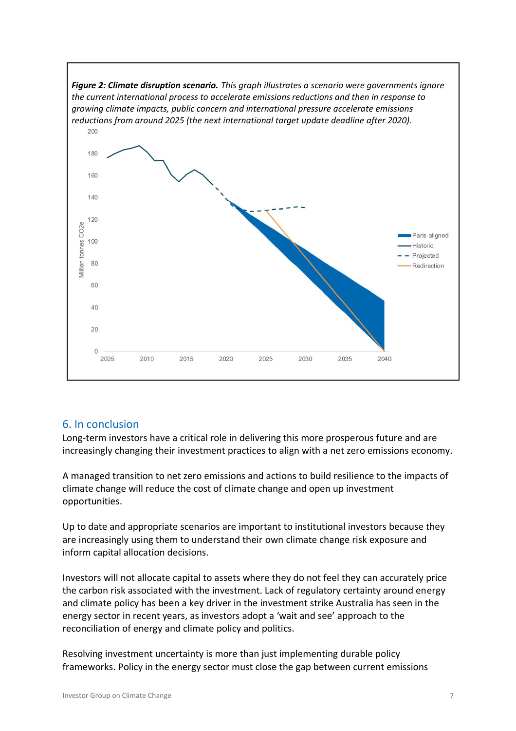***Figure 2: Climate disruption scenario.*** *This graph illustrates a scenario were governments ignore the current international process to accelerate emissions reductions and then in response to growing climate impacts, public concern and international pressure accelerate emissions reductions from around 2025 (the next international target update deadline after 2020).*

## 6. In conclusion

Long-term investors have a critical role in delivering this more prosperous future and are increasingly changing their investment practices to align with a net zero emissions economy.

A managed transition to net zero emissions and actions to build resilience to the impacts of climate change will reduce the cost of climate change and open up investment opportunities.

Up to date and appropriate scenarios are important to institutional investors because they are increasingly using them to understand their own climate change risk exposure and inform capital allocation decisions.

Investors will not allocate capital to assets where they do not feel they can accurately price the carbon risk associated with the investment. Lack of regulatory certainty around energy and climate policy has been a key driver in the investment strike Australia has seen in the energy sector in recent years, as investors adopt a 'wait and see' approach to the reconciliation of energy and climate policy and politics.

Resolving investment uncertainty is more than just implementing durable policy frameworks. Policy in the energy sector must close the gap between current emissions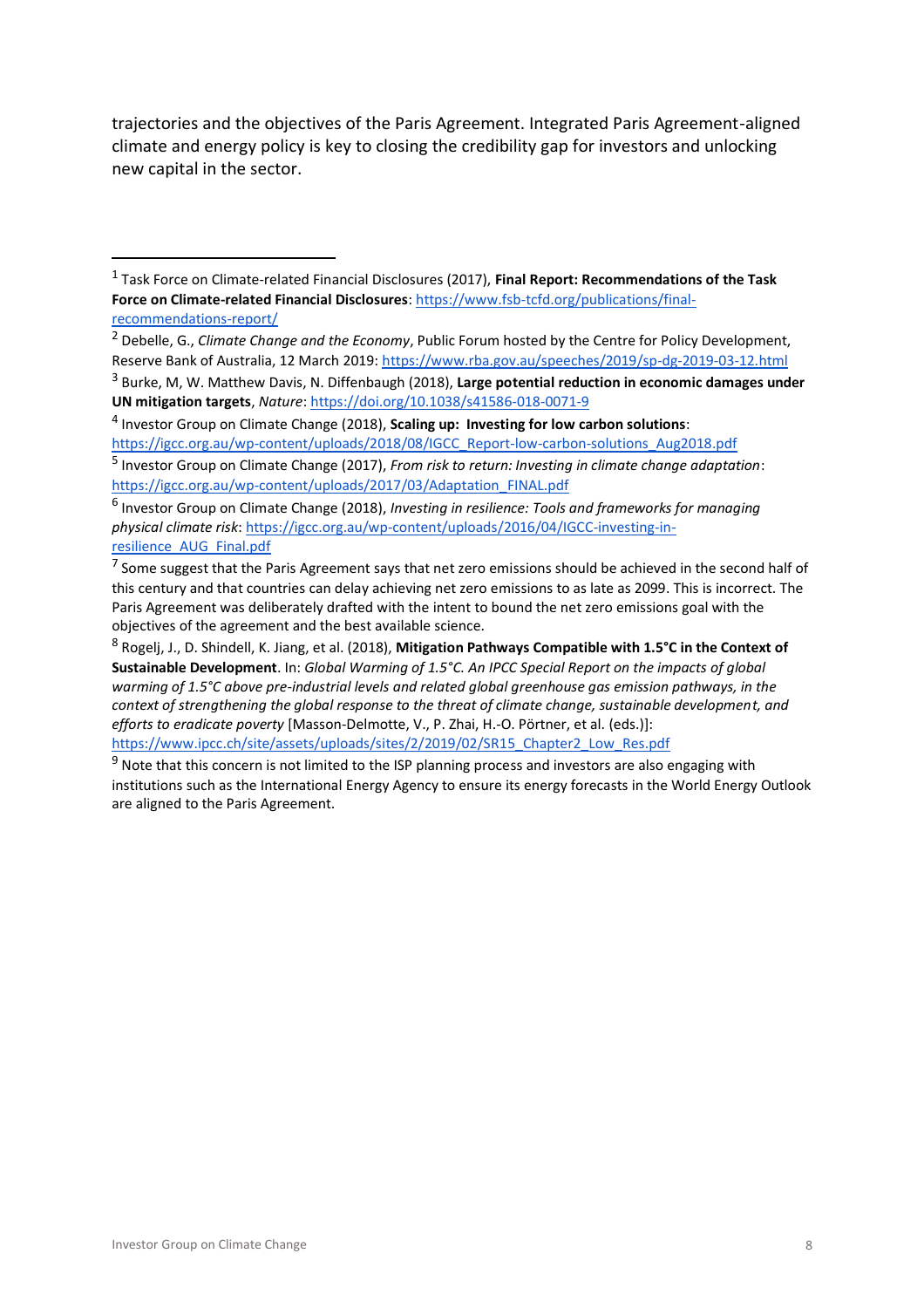trajectories and the objectives of the Paris Agreement. Integrated Paris Agreement-aligned climate and energy policy is key to closing the credibility gap for investors and unlocking new capital in the sector.

---

[1] Task Force on Climate-related Financial Disclosures (2017), **Final Report: Recommendations of the Task Force on Climate-related Financial Disclosures**: https://www.fsb-tcfd.org/publications/final-recommendations-report/

[2] Debelle, G., *Climate Change and the Economy*, Public Forum hosted by the Centre for Policy Development, Reserve Bank of Australia, 12 March 2019: https://www.rba.gov.au/speeches/2019/sp-dg-2019-03-12.html

[3] Burke, M, W. Matthew Davis, N. Diffenbaugh (2018), **Large potential reduction in economic damages under UN mitigation targets**, *Nature*: https://doi.org/10.1038/s41586-018-0071-9

[4] Investor Group on Climate Change (2018), **Scaling up: Investing for low carbon solutions**: https://igcc.org.au/wp-content/uploads/2018/08/IGCC_Report-low-carbon-solutions_Aug2018.pdf

[5] Investor Group on Climate Change (2017), *From risk to return: Investing in climate change adaptation*: https://igcc.org.au/wp-content/uploads/2017/03/Adaptation_FINAL.pdf

[6] Investor Group on Climate Change (2018), *Investing in resilience: Tools and frameworks for managing physical climate risk*: https://igcc.org.au/wp-content/uploads/2016/04/IGCC-investing-in-resilience_AUG_Final.pdf

[7] Some suggest that the Paris Agreement says that net zero emissions should be achieved in the second half of this century and that countries can delay achieving net zero emissions to as late as 2099. This is incorrect. The Paris Agreement was deliberately drafted with the intent to bound the net zero emissions goal with the objectives of the agreement and the best available science.

[8] Rogelj, J., D. Shindell, K. Jiang, et al. (2018), **Mitigation Pathways Compatible with 1.5°C in the Context of Sustainable Development**. In: *Global Warming of 1.5°C. An IPCC Special Report on the impacts of global warming of 1.5°C above pre-industrial levels and related global greenhouse gas emission pathways, in the context of strengthening the global response to the threat of climate change, sustainable development, and efforts to eradicate poverty* [Masson-Delmotte, V., P. Zhai, H.-O. Pörtner, et al. (eds.)]: https://www.ipcc.ch/site/assets/uploads/sites/2/2019/02/SR15_Chapter2_Low_Res.pdf

[9] Note that this concern is not limited to the ISP planning process and investors are also engaging with institutions such as the International Energy Agency to ensure its energy forecasts in the World Energy Outlook are aligned to the Paris Agreement.